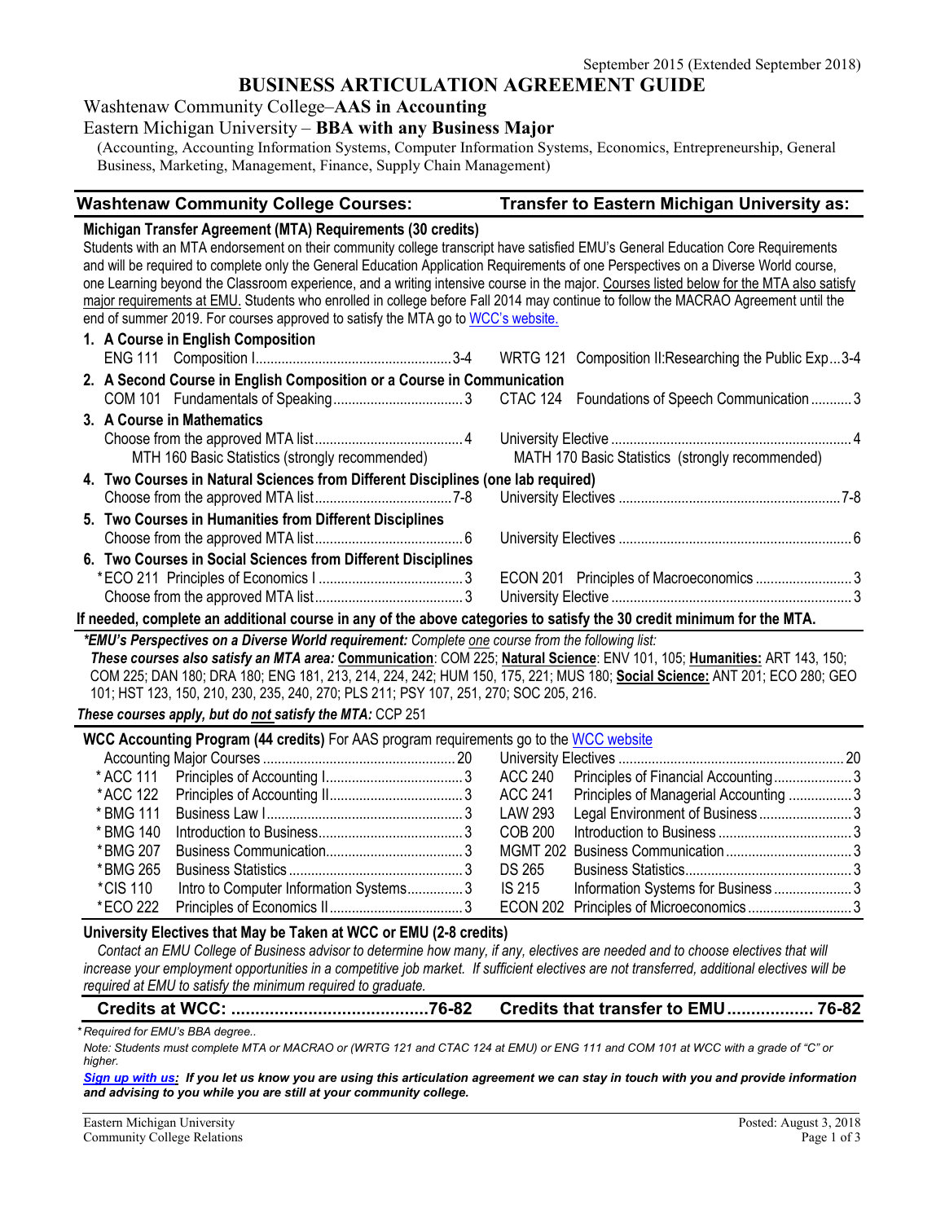September 2015 (Extended September 2018)

# BUSINESS ARTICULATION AGREEMENT GUIDE

## Washtenaw Community College–**AAS in Accounting**
## Eastern Michigan University – **BBA with any Business Major**

(Accounting, Accounting Information Systems, Computer Information Systems, Economics, Entrepreneurship, General Business, Marketing, Management, Finance, Supply Chain Management)

| **Washtenaw Community College Courses:** | **Transfer to Eastern Michigan University as:** |
|---|---|

### Michigan Transfer Agreement (MTA) Requirements (30 credits)

Students with an MTA endorsement on their community college transcript have satisfied EMU's General Education Core Requirements and will be required to complete only the General Education Application Requirements of one Perspectives on a Diverse World course, one Learning beyond the Classroom experience, and a writing intensive course in the major. Courses listed below for the MTA also satisfy major requirements at EMU. Students who enrolled in college before Fall 2014 may continue to follow the MACRAO Agreement until the end of summer 2019. For courses approved to satisfy the MTA go to WCC's website.

| Washtenaw Community College Courses | Credits | Transfer to Eastern Michigan University as | Credits |
|---|---|---|---|
| **1. A Course in English Composition** | | | |
| ENG 111 Composition I | 3-4 | WRTG 121 Composition II:Researching the Public Exp | 3-4 |
| **2. A Second Course in English Composition or a Course in Communication** | | | |
| COM 101 Fundamentals of Speaking | 3 | CTAC 124 Foundations of Speech Communication | 3 |
| **3. A Course in Mathematics** | | | |
| Choose from the approved MTA list | 4 | University Elective | 4 |
| MTH 160 Basic Statistics (strongly recommended) | | MATH 170 Basic Statistics (strongly recommended) | |
| **4. Two Courses in Natural Sciences from Different Disciplines (one lab required)** | | | |
| Choose from the approved MTA list | 7-8 | University Electives | 7-8 |
| **5. Two Courses in Humanities from Different Disciplines** | | | |
| Choose from the approved MTA list | 6 | University Electives | 6 |
| **6. Two Courses in Social Sciences from Different Disciplines** | | | |
| *ECO 211 Principles of Economics I | 3 | ECON 201 Principles of Macroeconomics | 3 |
| Choose from the approved MTA list | 3 | University Elective | 3 |

**If needed, complete an additional course in any of the above categories to satisfy the 30 credit minimum for the MTA.**

***EMU's Perspectives on a Diverse World requirement:*** *Complete one course from the following list:*
***These courses also satisfy an MTA area:*** **Communication**: COM 225; **Natural Science**: ENV 101, 105; **Humanities:** ART 143, 150; COM 225; DAN 180; DRA 180; ENG 181, 213, 214, 224, 242; HUM 150, 175, 221; MUS 180; **Social Science:** ANT 201; ECO 280; GEO 101; HST 123, 150, 210, 230, 235, 240, 270; PLS 211; PSY 107, 251, 270; SOC 205, 216.

***These courses apply, but do not satisfy the MTA:*** CCP 251

### WCC Accounting Program (44 credits)
For AAS program requirements go to the WCC website

| Washtenaw Community College Courses | Credits | Transfer to Eastern Michigan University as | Credits |
|---|---|---|---|
| Accounting Major Courses | 20 | University Electives | 20 |
| *ACC 111 Principles of Accounting I | 3 | ACC 240 Principles of Financial Accounting | 3 |
| *ACC 122 Principles of Accounting II | 3 | ACC 241 Principles of Managerial Accounting | 3 |
| *BMG 111 Business Law I | 3 | LAW 293 Legal Environment of Business | 3 |
| *BMG 140 Introduction to Business | 3 | COB 200 Introduction to Business | 3 |
| *BMG 207 Business Communication | 3 | MGMT 202 Business Communication | 3 |
| *BMG 265 Business Statistics | 3 | DS 265 Business Statistics | 3 |
| *CIS 110 Intro to Computer Information Systems | 3 | IS 215 Information Systems for Business | 3 |
| *ECO 222 Principles of Economics II | 3 | ECON 202 Principles of Microeconomics | 3 |

### University Electives that May be Taken at WCC or EMU (2-8 credits)

*Contact an EMU College of Business advisor to determine how many, if any, electives are needed and to choose electives that will increase your employment opportunities in a competitive job market. If sufficient electives are not transferred, additional electives will be required at EMU to satisfy the minimum required to graduate.*

| **Credits at WCC: 76-82** | **Credits that transfer to EMU 76-82** |
|---|---|

*\* Required for EMU's BBA degree..*

*Note: Students must complete MTA or MACRAO or (WRTG 121 and CTAC 124 at EMU) or ENG 111 and COM 101 at WCC with a grade of "C" or higher.*

***Sign up with us:*** ***If you let us know you are using this articulation agreement we can stay in touch with you and provide information and advising to you while you are still at your community college.***

Eastern Michigan University
Community College Relations

Posted: August 3, 2018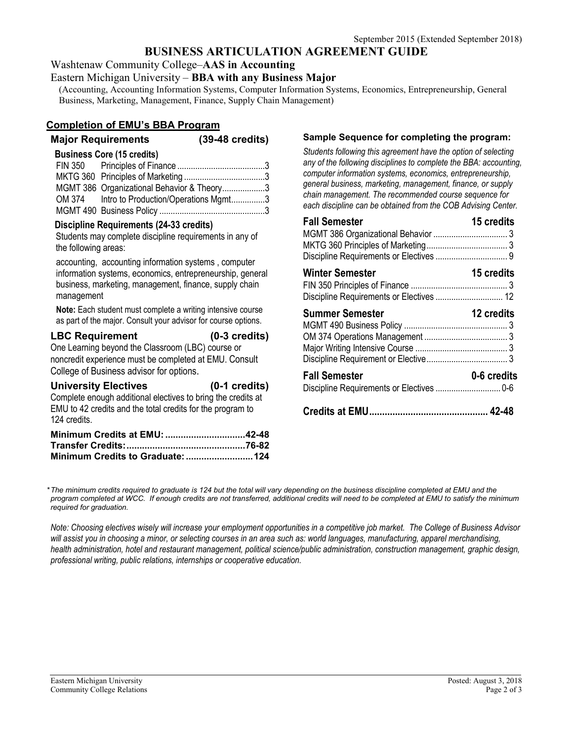September 2015 (Extended September 2018)

# BUSINESS ARTICULATION AGREEMENT GUIDE

Washtenaw Community College–**AAS in Accounting**

Eastern Michigan University – **BBA with any Business Major**

(Accounting, Accounting Information Systems, Computer Information Systems, Economics, Entrepreneurship, General Business, Marketing, Management, Finance, Supply Chain Management)

## Completion of EMU's BBA Program

### Major Requirements (39-48 credits)

**Business Core (15 credits)**

| Course | Title | Credits |
|---|---|---|
| FIN 350 | Principles of Finance | 3 |
| MKTG 360 | Principles of Marketing | 3 |
| MGMT 386 | Organizational Behavior & Theory | 3 |
| OM 374 | Intro to Production/Operations Mgmt | 3 |
| MGMT 490 | Business Policy | 3 |

**Discipline Requirements (24-33 credits)**

Students may complete discipline requirements in any of the following areas:

accounting, accounting information systems , computer information systems, economics, entrepreneurship, general business, marketing, management, finance, supply chain management

**Note:** Each student must complete a writing intensive course as part of the major. Consult your advisor for course options.

### LBC Requirement (0-3 credits)

One Learning beyond the Classroom (LBC) course or noncredit experience must be completed at EMU. Consult College of Business advisor for options.

### University Electives (0-1 credits)

Complete enough additional electives to bring the credits at EMU to 42 credits and the total credits for the program to 124 credits.

| | |
|---|---|
| **Minimum Credits at EMU:** | **42-48** |
| **Transfer Credits:** | **76-82** |
| **Minimum Credits to Graduate:** | **124** |

### Sample Sequence for completing the program:

*Students following this agreement have the option of selecting any of the following disciplines to complete the BBA: accounting, computer information systems, economics, entrepreneurship, general business, marketing, management, finance, or supply chain management. The recommended course sequence for each discipline can be obtained from the COB Advising Center.*

**Fall Semester — 15 credits**

| Course | Credits |
|---|---|
| MGMT 386 Organizational Behavior | 3 |
| MKTG 360 Principles of Marketing | 3 |
| Discipline Requirements or Electives | 9 |

**Winter Semester — 15 credits**

| Course | Credits |
|---|---|
| FIN 350 Principles of Finance | 3 |
| Discipline Requirements or Electives | 12 |

**Summer Semester — 12 credits**

| Course | Credits |
|---|---|
| MGMT 490 Business Policy | 3 |
| OM 374 Operations Management | 3 |
| Major Writing Intensive Course | 3 |
| Discipline Requirement or Elective | 3 |

**Fall Semester — 0-6 credits**

| Course | Credits |
|---|---|
| Discipline Requirements or Electives | 0-6 |

**Credits at EMU ........ 42-48**

*\*The minimum credits required to graduate is 124 but the total will vary depending on the business discipline completed at EMU and the program completed at WCC. If enough credits are not transferred, additional credits will need to be completed at EMU to satisfy the minimum required for graduation.*

*Note: Choosing electives wisely will increase your employment opportunities in a competitive job market. The College of Business Advisor will assist you in choosing a minor, or selecting courses in an area such as: world languages, manufacturing, apparel merchandising, health administration, hotel and restaurant management, political science/public administration, construction management, graphic design, professional writing, public relations, internships or cooperative education.*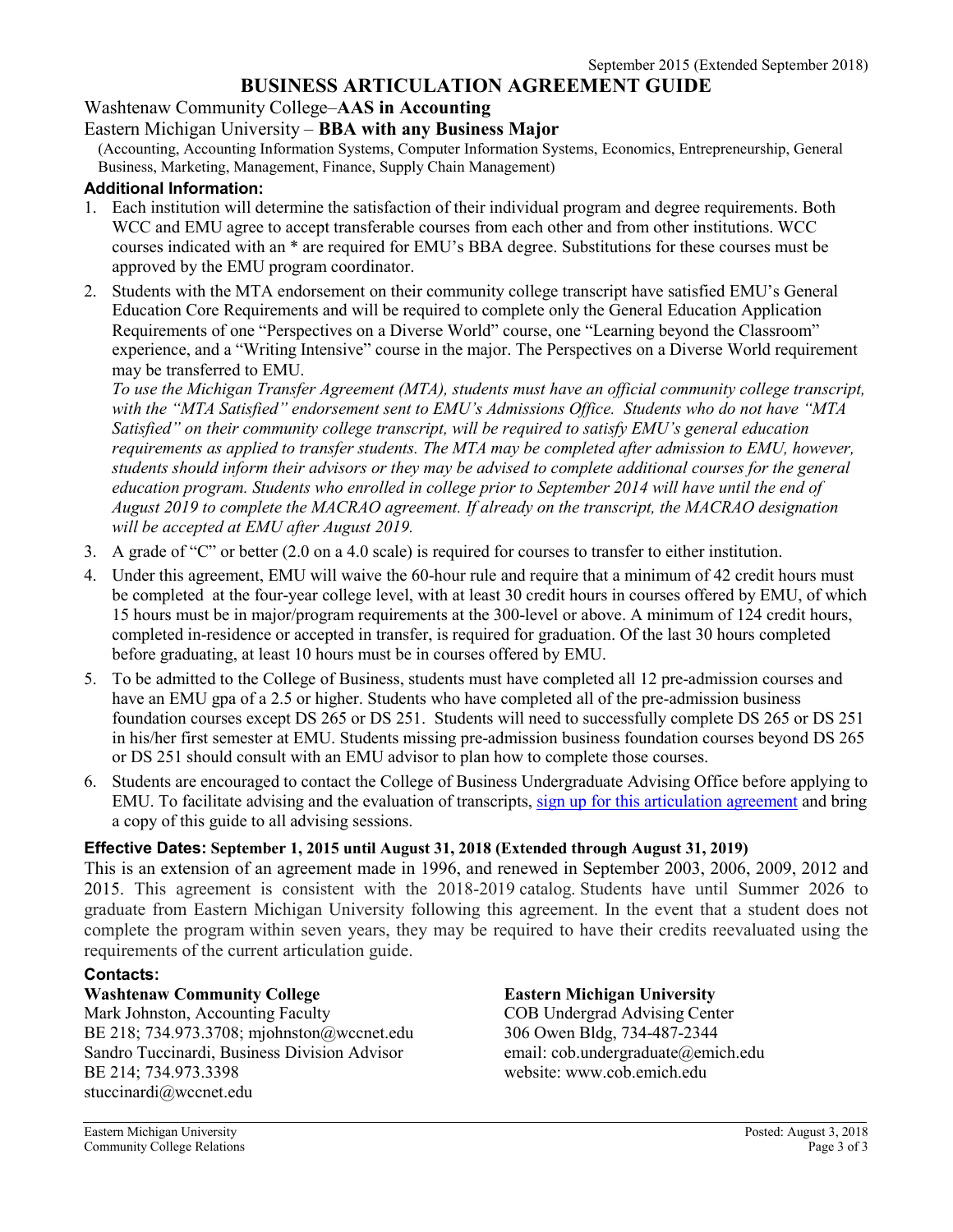September 2015 (Extended September 2018)

# BUSINESS ARTICULATION AGREEMENT GUIDE

Washtenaw Community College–**AAS in Accounting**

Eastern Michigan University – **BBA with any Business Major**

(Accounting, Accounting Information Systems, Computer Information Systems, Economics, Entrepreneurship, General Business, Marketing, Management, Finance, Supply Chain Management)

### Additional Information:

1. Each institution will determine the satisfaction of their individual program and degree requirements. Both WCC and EMU agree to accept transferable courses from each other and from other institutions. WCC courses indicated with an * are required for EMU's BBA degree. Substitutions for these courses must be approved by the EMU program coordinator.
2. Students with the MTA endorsement on their community college transcript have satisfied EMU's General Education Core Requirements and will be required to complete only the General Education Application Requirements of one "Perspectives on a Diverse World" course, one "Learning beyond the Classroom" experience, and a "Writing Intensive" course in the major. The Perspectives on a Diverse World requirement may be transferred to EMU.
   *To use the Michigan Transfer Agreement (MTA), students must have an official community college transcript, with the "MTA Satisfied" endorsement sent to EMU's Admissions Office. Students who do not have "MTA Satisfied" on their community college transcript, will be required to satisfy EMU's general education requirements as applied to transfer students. The MTA may be completed after admission to EMU, however, students should inform their advisors or they may be advised to complete additional courses for the general education program. Students who enrolled in college prior to September 2014 will have until the end of August 2019 to complete the MACRAO agreement. If already on the transcript, the MACRAO designation will be accepted at EMU after August 2019.*
3. A grade of "C" or better (2.0 on a 4.0 scale) is required for courses to transfer to either institution.
4. Under this agreement, EMU will waive the 60-hour rule and require that a minimum of 42 credit hours must be completed at the four-year college level, with at least 30 credit hours in courses offered by EMU, of which 15 hours must be in major/program requirements at the 300-level or above. A minimum of 124 credit hours, completed in-residence or accepted in transfer, is required for graduation. Of the last 30 hours completed before graduating, at least 10 hours must be in courses offered by EMU.
5. To be admitted to the College of Business, students must have completed all 12 pre-admission courses and have an EMU gpa of a 2.5 or higher. Students who have completed all of the pre-admission business foundation courses except DS 265 or DS 251. Students will need to successfully complete DS 265 or DS 251 in his/her first semester at EMU. Students missing pre-admission business foundation courses beyond DS 265 or DS 251 should consult with an EMU advisor to plan how to complete those courses.
6. Students are encouraged to contact the College of Business Undergraduate Advising Office before applying to EMU. To facilitate advising and the evaluation of transcripts, sign up for this articulation agreement and bring a copy of this guide to all advising sessions.

### Effective Dates: September 1, 2015 until August 31, 2018 (Extended through August 31, 2019)

This is an extension of an agreement made in 1996, and renewed in September 2003, 2006, 2009, 2012 and 2015. This agreement is consistent with the 2018-2019 catalog. Students have until Summer 2026 to graduate from Eastern Michigan University following this agreement. In the event that a student does not complete the program within seven years, they may be required to have their credits reevaluated using the requirements of the current articulation guide.

### Contacts:

**Washtenaw Community College**
Mark Johnston, Accounting Faculty
BE 218; 734.973.3708; mjohnston@wccnet.edu
Sandro Tuccinardi, Business Division Advisor
BE 214; 734.973.3398
stuccinardi@wccnet.edu

**Eastern Michigan University**
COB Undergrad Advising Center
306 Owen Bldg, 734-487-2344
email: cob.undergraduate@emich.edu
website: www.cob.emich.edu

Eastern Michigan University
Community College Relations

Posted: August 3, 2018